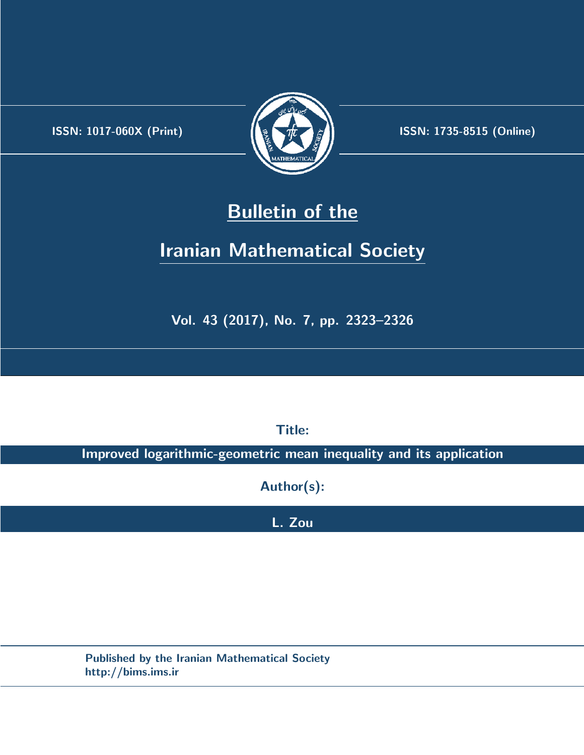ISSN: 1017-060X (Print)

ISSN: 1735-8515 (Online)

# Bulletin of the Iranian Mathematical Society

Vol. 43 (2017), No. 7, pp. 2323–2326

**Title:**

**Improved logarithmic-geometric mean inequality and its application**

**Author(s):**

**L. Zou**

Published by the Iranian Mathematical Society
http://bims.ims.ir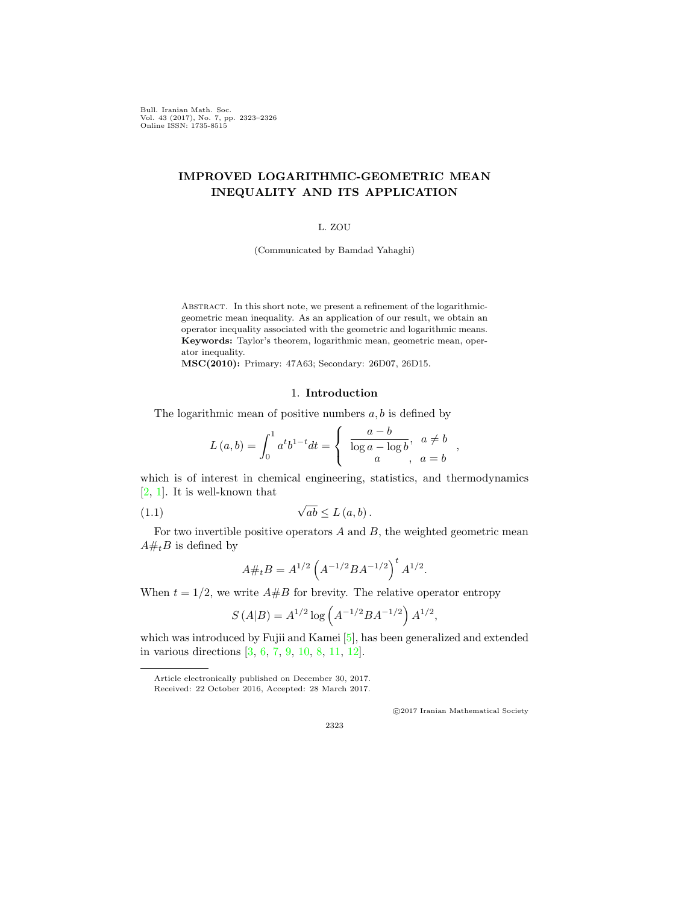# IMPROVED LOGARITHMIC-GEOMETRIC MEAN INEQUALITY AND ITS APPLICATION

L. ZOU

(Communicated by Bamdad Yahaghi)

Abstract. In this short note, we present a refinement of the logarithmic-geometric mean inequality. As an application of our result, we obtain an operator inequality associated with the geometric and logarithmic means.

**Keywords:** Taylor's theorem, logarithmic mean, geometric mean, operator inequality.

**MSC(2010):** Primary: 47A63; Secondary: 26D07, 26D15.

## 1. Introduction

The logarithmic mean of positive numbers $a, b$ is defined by

$$L(a,b) = \int_0^1 a^t b^{1-t} dt = \begin{cases} \dfrac{a-b}{\log a - \log b}, & a \neq b \\ a \quad\quad\quad\quad, & a = b \end{cases},$$

which is of interest in chemical engineering, statistics, and thermodynamics [2, 1]. It is well-known that

$$\sqrt{ab} \leq L(a,b). \tag{1.1}$$

For two invertible positive operators $A$ and $B$, the weighted geometric mean $A\#_t B$ is defined by

$$A\#_t B = A^{1/2}\left(A^{-1/2}BA^{-1/2}\right)^t A^{1/2}.$$

When $t = 1/2$, we write $A\#B$ for brevity. The relative operator entropy

$$S(A|B) = A^{1/2}\log\left(A^{-1/2}BA^{-1/2}\right)A^{1/2},$$

which was introduced by Fujii and Kamei [5], has been generalized and extended in various directions [3, 6, 7, 9, 10, 8, 11, 12].

Article electronically published on December 30, 2017.

Received: 22 October 2016, Accepted: 28 March 2017.

©2017 Iranian Mathematical Society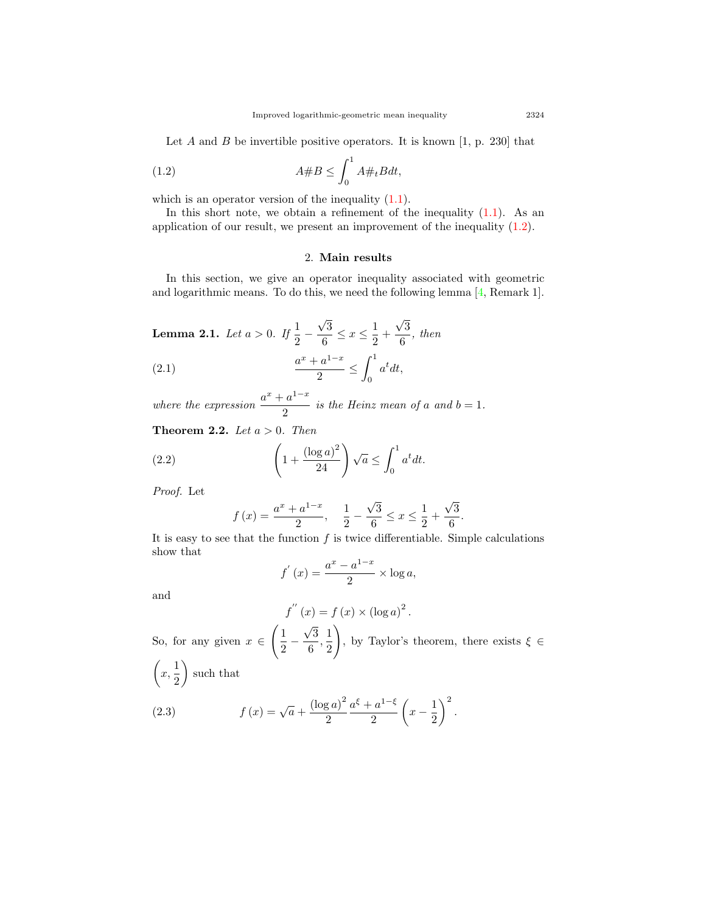Let $A$ and $B$ be invertible positive operators. It is known [1, p. 230] that

$$A\#B \leq \int_0^1 A\#_t B dt, \tag{1.2}$$

which is an operator version of the inequality (1.1).

In this short note, we obtain a refinement of the inequality (1.1). As an application of our result, we present an improvement of the inequality (1.2).

## 2. Main results

In this section, we give an operator inequality associated with geometric and logarithmic means. To do this, we need the following lemma [4, Remark 1].

**Lemma 2.1.** *Let $a > 0$. If $\frac{1}{2} - \frac{\sqrt{3}}{6} \leq x \leq \frac{1}{2} + \frac{\sqrt{3}}{6}$, then*

$$\frac{a^x + a^{1-x}}{2} \leq \int_0^1 a^t dt, \tag{2.1}$$

*where the expression $\frac{a^x + a^{1-x}}{2}$ is the Heinz mean of $a$ and $b = 1$.*

**Theorem 2.2.** *Let $a > 0$. Then*

$$\left(1 + \frac{(\log a)^2}{24}\right)\sqrt{a} \leq \int_0^1 a^t dt. \tag{2.2}$$

*Proof.* Let

$$f(x) = \frac{a^x + a^{1-x}}{2}, \quad \frac{1}{2} - \frac{\sqrt{3}}{6} \leq x \leq \frac{1}{2} + \frac{\sqrt{3}}{6}.$$

It is easy to see that the function $f$ is twice differentiable. Simple calculations show that

$$f'(x) = \frac{a^x - a^{1-x}}{2} \times \log a,$$

and

$$f''(x) = f(x) \times (\log a)^2.$$

So, for any given $x \in \left(\frac{1}{2} - \frac{\sqrt{3}}{6}, \frac{1}{2}\right)$, by Taylor's theorem, there exists $\xi \in \left(x, \frac{1}{2}\right)$ such that

$$f(x) = \sqrt{a} + \frac{(\log a)^2}{2} \frac{a^\xi + a^{1-\xi}}{2} \left(x - \frac{1}{2}\right)^2. \tag{2.3}$$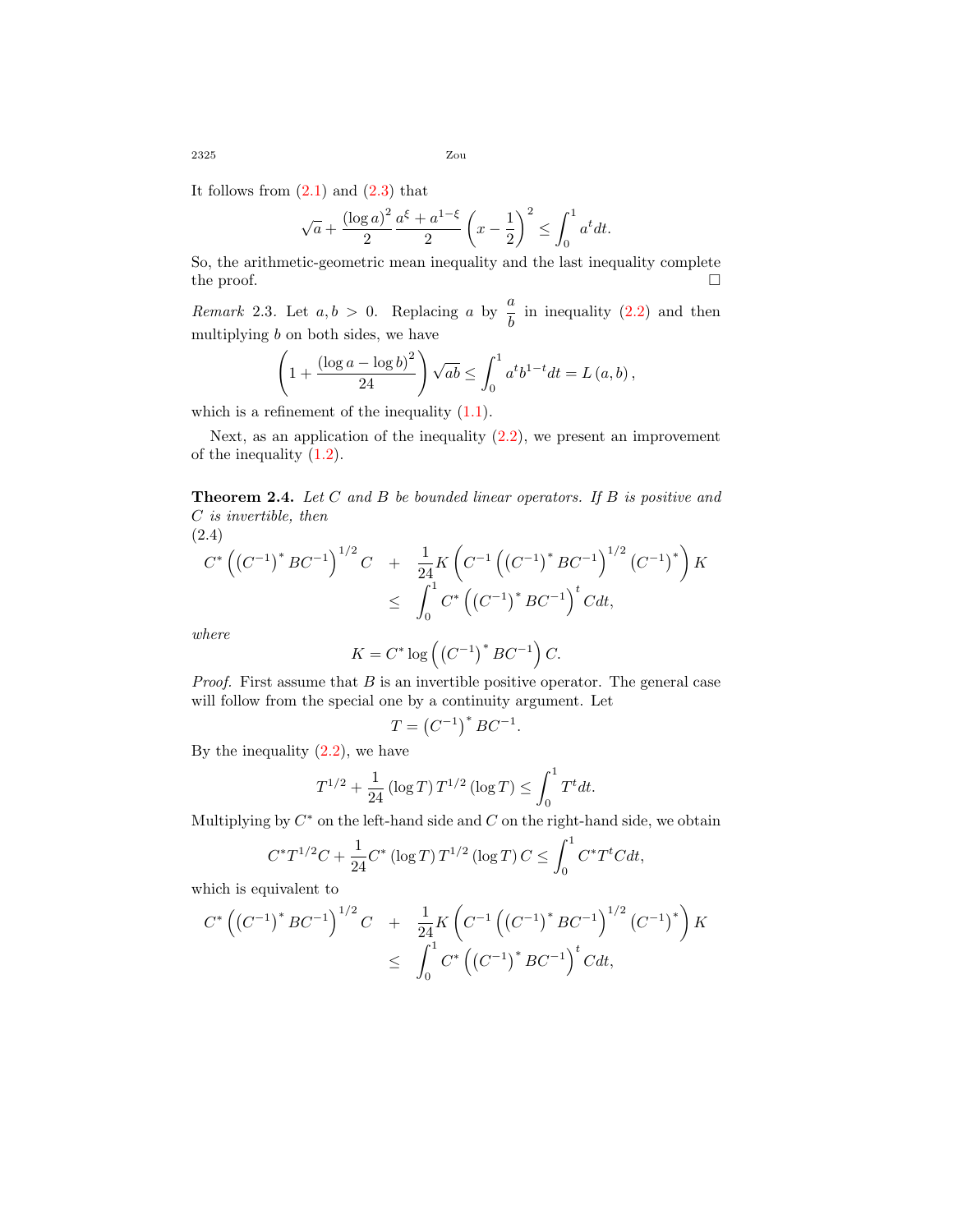It follows from (2.1) and (2.3) that

$$\sqrt{a}+\frac{(\log a)^2}{2}\frac{a^{\xi}+a^{1-\xi}}{2}\left(x-\frac{1}{2}\right)^2\leq\int_0^1 a^t dt.$$

So, the arithmetic-geometric mean inequality and the last inequality complete the proof. □

*Remark* 2.3. Let $a, b > 0$. Replacing $a$ by $\frac{a}{b}$ in inequality (2.2) and then multiplying $b$ on both sides, we have

$$\left(1+\frac{(\log a-\log b)^2}{24}\right)\sqrt{ab}\leq\int_0^1 a^t b^{1-t}dt = L(a,b),$$

which is a refinement of the inequality (1.1).

Next, as an application of the inequality (2.2), we present an improvement of the inequality (1.2).

**Theorem 2.4.** *Let $C$ and $B$ be bounded linear operators. If $B$ is positive and $C$ is invertible, then*

(2.4)
$$\begin{aligned}C^*\left(\left(C^{-1}\right)^*BC^{-1}\right)^{1/2}C &+ \frac{1}{24}K\left(C^{-1}\left(\left(C^{-1}\right)^*BC^{-1}\right)^{1/2}\left(C^{-1}\right)^*\right)K\\ &\leq \int_0^1 C^*\left(\left(C^{-1}\right)^*BC^{-1}\right)^t C dt,\end{aligned}$$

*where*

$$K = C^*\log\left(\left(C^{-1}\right)^*BC^{-1}\right)C.$$

*Proof.* First assume that $B$ is an invertible positive operator. The general case will follow from the special one by a continuity argument. Let

$$T=\left(C^{-1}\right)^*BC^{-1}.$$

By the inequality (2.2), we have

$$T^{1/2}+\frac{1}{24}(\log T)T^{1/2}(\log T)\leq\int_0^1 T^t dt.$$

Multiplying by $C^*$ on the left-hand side and $C$ on the right-hand side, we obtain

$$C^*T^{1/2}C+\frac{1}{24}C^*(\log T)T^{1/2}(\log T)C\leq\int_0^1 C^*T^tCdt,$$

which is equivalent to

$$\begin{aligned}C^*\left(\left(C^{-1}\right)^*BC^{-1}\right)^{1/2}C &+ \frac{1}{24}K\left(C^{-1}\left(\left(C^{-1}\right)^*BC^{-1}\right)^{1/2}\left(C^{-1}\right)^*\right)K\\ &\leq \int_0^1 C^*\left(\left(C^{-1}\right)^*BC^{-1}\right)^t C dt,\end{aligned}$$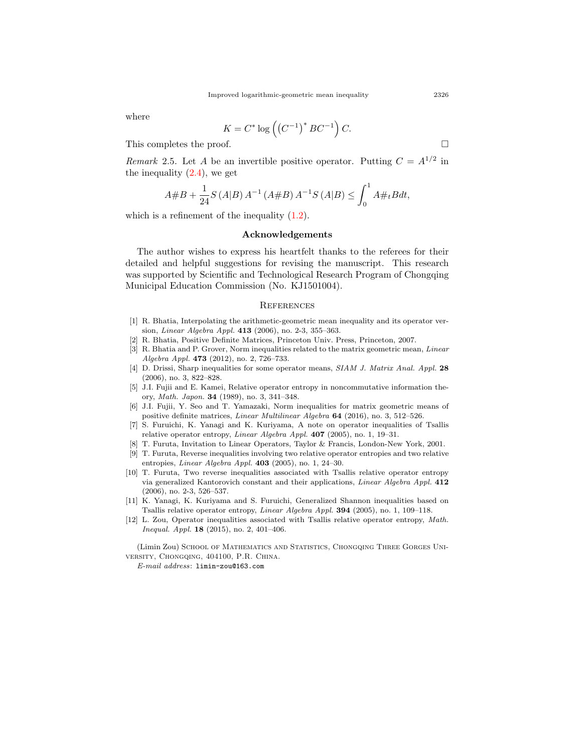where

$$K = C^* \log \left( \left( C^{-1} \right)^* B C^{-1} \right) C.$$

This completes the proof. $\square$

*Remark* 2.5. Let $A$ be an invertible positive operator. Putting $C = A^{1/2}$ in the inequality (2.4), we get

$$A \# B + \frac{1}{24} S\left(A|B\right) A^{-1} \left(A \# B\right) A^{-1} S\left(A|B\right) \leq \int_0^1 A \#_t B dt,$$

which is a refinement of the inequality (1.2).

## Acknowledgements

The author wishes to express his heartfelt thanks to the referees for their detailed and helpful suggestions for revising the manuscript. This research was supported by Scientific and Technological Research Program of Chongqing Municipal Education Commission (No. KJ1501004).

## References

[1] R. Bhatia, Interpolating the arithmetic-geometric mean inequality and its operator version, *Linear Algebra Appl.* **413** (2006), no. 2-3, 355–363.

[2] R. Bhatia, Positive Definite Matrices, Princeton Univ. Press, Princeton, 2007.

[3] R. Bhatia and P. Grover, Norm inequalities related to the matrix geometric mean, *Linear Algebra Appl.* **473** (2012), no. 2, 726–733.

[4] D. Drissi, Sharp inequalities for some operator means, *SIAM J. Matrix Anal. Appl.* **28** (2006), no. 3, 822–828.

[5] J.I. Fujii and E. Kamei, Relative operator entropy in noncommutative information theory, *Math. Japon.* **34** (1989), no. 3, 341–348.

[6] J.I. Fujii, Y. Seo and T. Yamazaki, Norm inequalities for matrix geometric means of positive definite matrices, *Linear Multilinear Algebra* **64** (2016), no. 3, 512–526.

[7] S. Furuichi, K. Yanagi and K. Kuriyama, A note on operator inequalities of Tsallis relative operator entropy, *Linear Algebra Appl.* **407** (2005), no. 1, 19–31.

[8] T. Furuta, Invitation to Linear Operators, Taylor & Francis, London-New York, 2001.

[9] T. Furuta, Reverse inequalities involving two relative operator entropies and two relative entropies, *Linear Algebra Appl.* **403** (2005), no. 1, 24–30.

[10] T. Furuta, Two reverse inequalities associated with Tsallis relative operator entropy via generalized Kantorovich constant and their applications, *Linear Algebra Appl.* **412** (2006), no. 2-3, 526–537.

[11] K. Yanagi, K. Kuriyama and S. Furuichi, Generalized Shannon inequalities based on Tsallis relative operator entropy, *Linear Algebra Appl.* **394** (2005), no. 1, 109–118.

[12] L. Zou, Operator inequalities associated with Tsallis relative operator entropy, *Math. Inequal. Appl.* **18** (2015), no. 2, 401–406.

(Limin Zou) School of Mathematics and Statistics, Chongqing Three Gorges University, Chongqing, 404100, P.R. China.

*E-mail address*: limin-zou@163.com